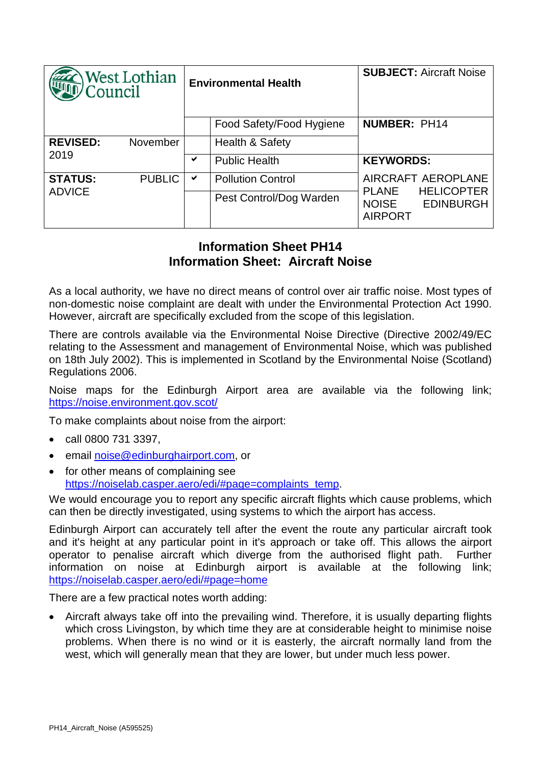| West Lothian Council | Environmental Health | | SUBJECT: Aircraft Noise |
|---|---|---|---|
| | | Food Safety/Food Hygiene | **NUMBER:** PH14 |
| **REVISED:** November 2019 | | Health & Safety | |
| | ✔ | Public Health | **KEYWORDS:** |
| **STATUS:** PUBLIC ADVICE | ✔ | Pollution Control | AIRCRAFT AEROPLANE PLANE HELICOPTER NOISE EDINBURGH AIRPORT |
| | | Pest Control/Dog Warden | |

# Information Sheet PH14
## Information Sheet: Aircraft Noise

As a local authority, we have no direct means of control over air traffic noise. Most types of non-domestic noise complaint are dealt with under the Environmental Protection Act 1990. However, aircraft are specifically excluded from the scope of this legislation.

There are controls available via the Environmental Noise Directive (Directive 2002/49/EC relating to the Assessment and management of Environmental Noise, which was published on 18th July 2002). This is implemented in Scotland by the Environmental Noise (Scotland) Regulations 2006.

Noise maps for the Edinburgh Airport area are available via the following link; https://noise.environment.gov.scot/

To make complaints about noise from the airport:

- call 0800 731 3397,
- email noise@edinburghairport.com, or
- for other means of complaining see https://noiselab.casper.aero/edi/#page=complaints_temp.

We would encourage you to report any specific aircraft flights which cause problems, which can then be directly investigated, using systems to which the airport has access.

Edinburgh Airport can accurately tell after the event the route any particular aircraft took and it's height at any particular point in it's approach or take off. This allows the airport operator to penalise aircraft which diverge from the authorised flight path. Further information on noise at Edinburgh airport is available at the following link; https://noiselab.casper.aero/edi/#page=home

There are a few practical notes worth adding:

- Aircraft always take off into the prevailing wind. Therefore, it is usually departing flights which cross Livingston, by which time they are at considerable height to minimise noise problems. When there is no wind or it is easterly, the aircraft normally land from the west, which will generally mean that they are lower, but under much less power.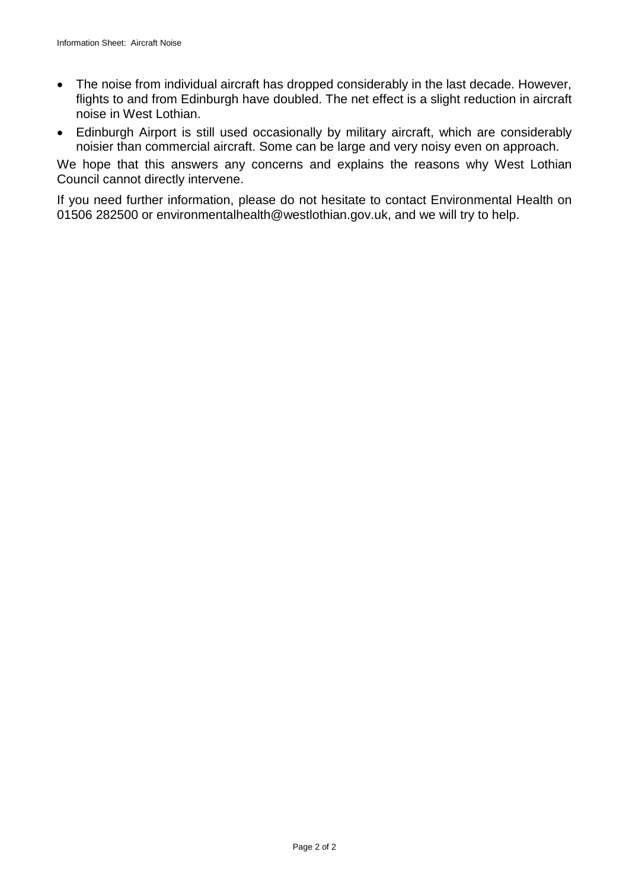- The noise from individual aircraft has dropped considerably in the last decade. However, flights to and from Edinburgh have doubled. The net effect is a slight reduction in aircraft noise in West Lothian.
- Edinburgh Airport is still used occasionally by military aircraft, which are considerably noisier than commercial aircraft. Some can be large and very noisy even on approach.

We hope that this answers any concerns and explains the reasons why West Lothian Council cannot directly intervene.

If you need further information, please do not hesitate to contact Environmental Health on 01506 282500 or environmentalhealth@westlothian.gov.uk, and we will try to help.